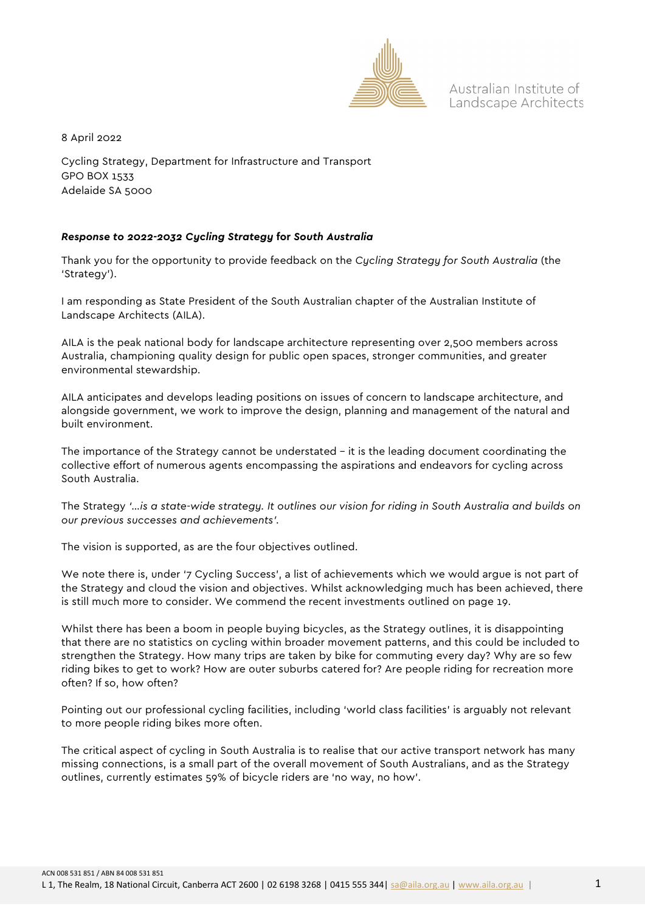Australian Institute of Landscape Architects

8 April 2022

Cycling Strategy, Department for Infrastructure and Transport
GPO BOX 1533
Adelaide SA 5000

***Response to 2022-2032 Cycling Strategy* for *South Australia***

Thank you for the opportunity to provide feedback on the *Cycling Strategy for South Australia* (the 'Strategy').

I am responding as State President of the South Australian chapter of the Australian Institute of Landscape Architects (AILA).

AILA is the peak national body for landscape architecture representing over 2,500 members across Australia, championing quality design for public open spaces, stronger communities, and greater environmental stewardship.

AILA anticipates and develops leading positions on issues of concern to landscape architecture, and alongside government, we work to improve the design, planning and management of the natural and built environment.

The importance of the Strategy cannot be understated – it is the leading document coordinating the collective effort of numerous agents encompassing the aspirations and endeavors for cycling across South Australia.

The Strategy *'…is a state-wide strategy. It outlines our vision for riding in South Australia and builds on our previous successes and achievements'.*

The vision is supported, as are the four objectives outlined.

We note there is, under '7 Cycling Success', a list of achievements which we would argue is not part of the Strategy and cloud the vision and objectives. Whilst acknowledging much has been achieved, there is still much more to consider. We commend the recent investments outlined on page 19.

Whilst there has been a boom in people buying bicycles, as the Strategy outlines, it is disappointing that there are no statistics on cycling within broader movement patterns, and this could be included to strengthen the Strategy. How many trips are taken by bike for commuting every day? Why are so few riding bikes to get to work? How are outer suburbs catered for? Are people riding for recreation more often? If so, how often?

Pointing out our professional cycling facilities, including 'world class facilities' is arguably not relevant to more people riding bikes more often.

The critical aspect of cycling in South Australia is to realise that our active transport network has many missing connections, is a small part of the overall movement of South Australians, and as the Strategy outlines, currently estimates 59% of bicycle riders are 'no way, no how'.

ACN 008 531 851 / ABN 84 008 531 851
L 1, The Realm, 18 National Circuit, Canberra ACT 2600 | 02 6198 3268 | 0415 555 344| sa@aila.org.au | www.aila.org.au |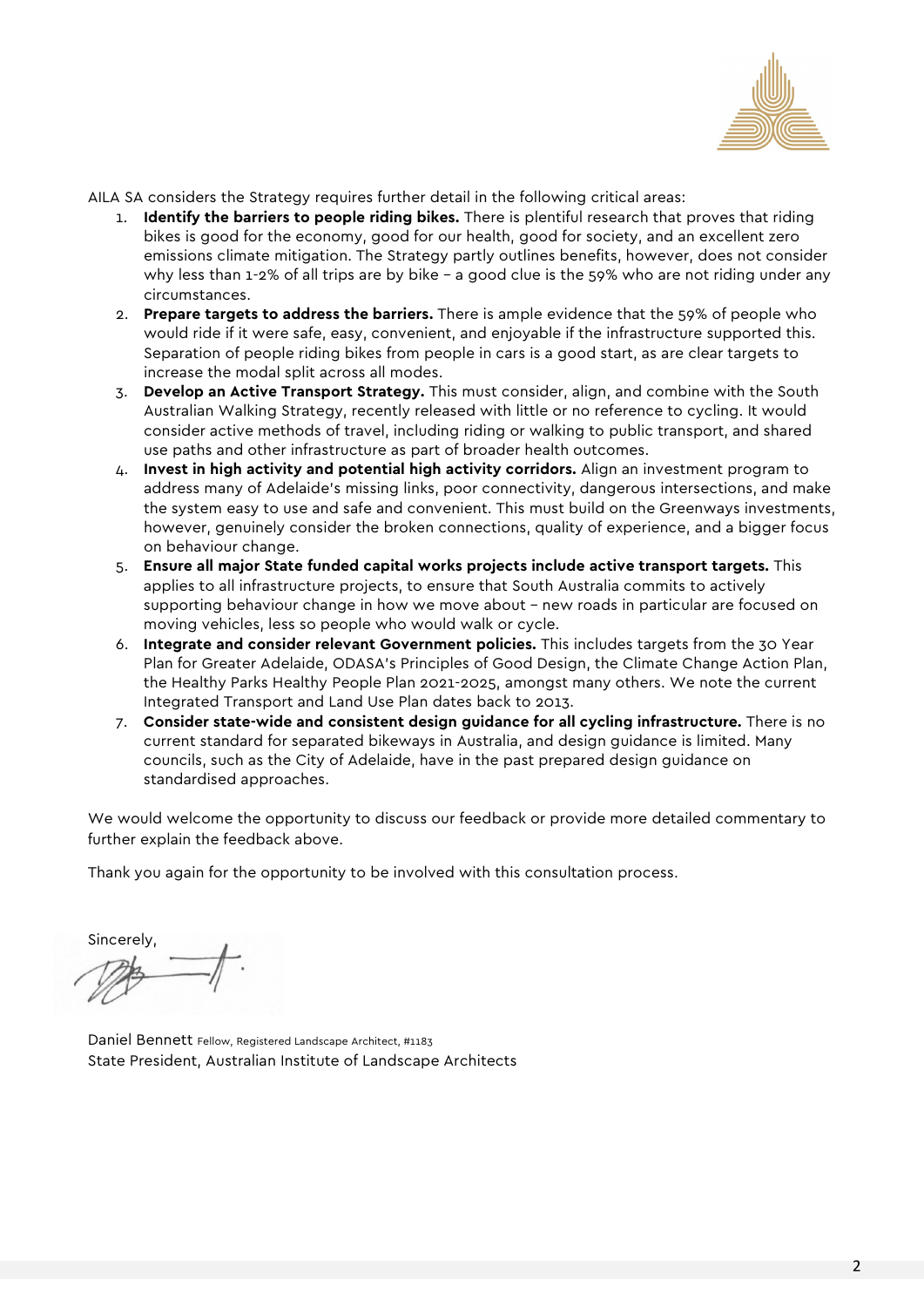AILA SA considers the Strategy requires further detail in the following critical areas:

1. **Identify the barriers to people riding bikes.** There is plentiful research that proves that riding bikes is good for the economy, good for our health, good for society, and an excellent zero emissions climate mitigation. The Strategy partly outlines benefits, however, does not consider why less than 1-2% of all trips are by bike – a good clue is the 59% who are not riding under any circumstances.
2. **Prepare targets to address the barriers.** There is ample evidence that the 59% of people who would ride if it were safe, easy, convenient, and enjoyable if the infrastructure supported this. Separation of people riding bikes from people in cars is a good start, as are clear targets to increase the modal split across all modes.
3. **Develop an Active Transport Strategy.** This must consider, align, and combine with the South Australian Walking Strategy, recently released with little or no reference to cycling. It would consider active methods of travel, including riding or walking to public transport, and shared use paths and other infrastructure as part of broader health outcomes.
4. **Invest in high activity and potential high activity corridors.** Align an investment program to address many of Adelaide's missing links, poor connectivity, dangerous intersections, and make the system easy to use and safe and convenient. This must build on the Greenways investments, however, genuinely consider the broken connections, quality of experience, and a bigger focus on behaviour change.
5. **Ensure all major State funded capital works projects include active transport targets.** This applies to all infrastructure projects, to ensure that South Australia commits to actively supporting behaviour change in how we move about – new roads in particular are focused on moving vehicles, less so people who would walk or cycle.
6. **Integrate and consider relevant Government policies.** This includes targets from the 30 Year Plan for Greater Adelaide, ODASA's Principles of Good Design, the Climate Change Action Plan, the Healthy Parks Healthy People Plan 2021-2025, amongst many others. We note the current Integrated Transport and Land Use Plan dates back to 2013.
7. **Consider state-wide and consistent design guidance for all cycling infrastructure.** There is no current standard for separated bikeways in Australia, and design guidance is limited. Many councils, such as the City of Adelaide, have in the past prepared design guidance on standardised approaches.

We would welcome the opportunity to discuss our feedback or provide more detailed commentary to further explain the feedback above.

Thank you again for the opportunity to be involved with this consultation process.

Sincerely,

Daniel Bennett Fellow, Registered Landscape Architect, #1183
State President, Australian Institute of Landscape Architects